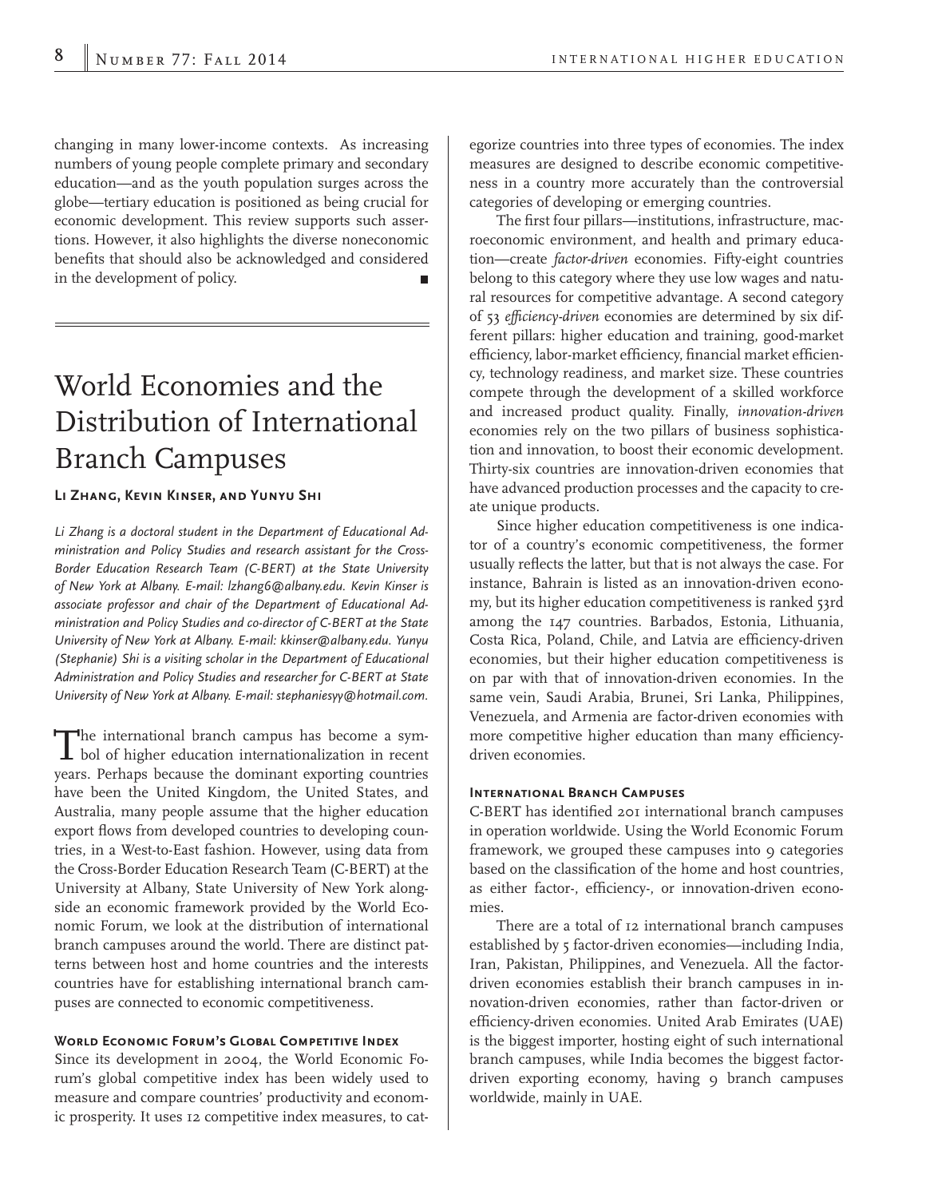changing in many lower-income contexts. As increasing numbers of young people complete primary and secondary education—and as the youth population surges across the globe—tertiary education is positioned as being crucial for economic development. This review supports such assertions. However, it also highlights the diverse noneconomic benefits that should also be acknowledged and considered in the development of policy.

# World Economies and the Distribution of International Branch Campuses

**Li Zhang, Kevin Kinser, and Yunyu Shi**

*Li Zhang is a doctoral student in the Department of Educational Administration and Policy Studies and research assistant for the Cross-Border Education Research Team (C-BERT) at the State University of New York at Albany. E-mail: lzhang6@albany.edu. Kevin Kinser is associate professor and chair of the Department of Educational Administration and Policy Studies and co-director of C-BERT at the State University of New York at Albany. E-mail: kkinser@albany.edu. Yunyu (Stephanie) Shi is a visiting scholar in the Department of Educational Administration and Policy Studies and researcher for C-BERT at State University of New York at Albany. E-mail: stephaniesyy@hotmail.com.*

The international branch campus has become a symbol of higher education internationalization in recent years. Perhaps because the dominant exporting countries have been the United Kingdom, the United States, and Australia, many people assume that the higher education export flows from developed countries to developing countries, in a West-to-East fashion. However, using data from the Cross-Border Education Research Team (C-BERT) at the University at Albany, State University of New York alongside an economic framework provided by the World Economic Forum, we look at the distribution of international branch campuses around the world. There are distinct patterns between host and home countries and the interests countries have for establishing international branch campuses are connected to economic competitiveness.

## World Economic Forum's Global Competitive Index

Since its development in 2004, the World Economic Forum's global competitive index has been widely used to measure and compare countries' productivity and economic prosperity. It uses 12 competitive index measures, to categorize countries into three types of economies. The index measures are designed to describe economic competitiveness in a country more accurately than the controversial categories of developing or emerging countries.

The first four pillars—institutions, infrastructure, macroeconomic environment, and health and primary education—create *factor-driven* economies. Fifty-eight countries belong to this category where they use low wages and natural resources for competitive advantage. A second category of 53 *efficiency-driven* economies are determined by six different pillars: higher education and training, good-market efficiency, labor-market efficiency, financial market efficiency, technology readiness, and market size. These countries compete through the development of a skilled workforce and increased product quality. Finally, *innovation-driven* economies rely on the two pillars of business sophistication and innovation, to boost their economic development. Thirty-six countries are innovation-driven economies that have advanced production processes and the capacity to create unique products.

Since higher education competitiveness is one indicator of a country's economic competitiveness, the former usually reflects the latter, but that is not always the case. For instance, Bahrain is listed as an innovation-driven economy, but its higher education competitiveness is ranked 53rd among the 147 countries. Barbados, Estonia, Lithuania, Costa Rica, Poland, Chile, and Latvia are efficiency-driven economies, but their higher education competitiveness is on par with that of innovation-driven economies. In the same vein, Saudi Arabia, Brunei, Sri Lanka, Philippines, Venezuela, and Armenia are factor-driven economies with more competitive higher education than many efficiency-driven economies.

## International Branch Campuses

C-BERT has identified 201 international branch campuses in operation worldwide. Using the World Economic Forum framework, we grouped these campuses into 9 categories based on the classification of the home and host countries, as either factor-, efficiency-, or innovation-driven economies.

There are a total of 12 international branch campuses established by 5 factor-driven economies—including India, Iran, Pakistan, Philippines, and Venezuela. All the factor-driven economies establish their branch campuses in innovation-driven economies, rather than factor-driven or efficiency-driven economies. United Arab Emirates (UAE) is the biggest importer, hosting eight of such international branch campuses, while India becomes the biggest factor-driven exporting economy, having 9 branch campuses worldwide, mainly in UAE.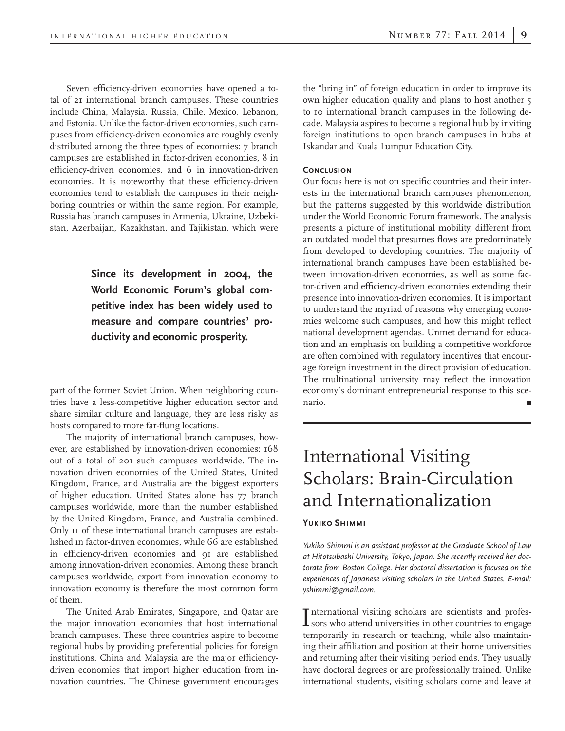Seven efficiency-driven economies have opened a total of 21 international branch campuses. These countries include China, Malaysia, Russia, Chile, Mexico, Lebanon, and Estonia. Unlike the factor-driven economies, such campuses from efficiency-driven economies are roughly evenly distributed among the three types of economies: 7 branch campuses are established in factor-driven economies, 8 in efficiency-driven economies, and 6 in innovation-driven economies. It is noteworthy that these efficiency-driven economies tend to establish the campuses in their neighboring countries or within the same region. For example, Russia has branch campuses in Armenia, Ukraine, Uzbekistan, Azerbaijan, Kazakhstan, and Tajikistan, which were part of the former Soviet Union. When neighboring countries have a less-competitive higher education sector and share similar culture and language, they are less risky as hosts compared to more far-flung locations.

> **Since its development in 2004, the World Economic Forum's global competitive index has been widely used to measure and compare countries' productivity and economic prosperity.**

The majority of international branch campuses, however, are established by innovation-driven economies: 168 out of a total of 201 such campuses worldwide. The innovation driven economies of the United States, United Kingdom, France, and Australia are the biggest exporters of higher education. United States alone has 77 branch campuses worldwide, more than the number established by the United Kingdom, France, and Australia combined. Only 11 of these international branch campuses are established in factor-driven economies, while 66 are established in efficiency-driven economies and 91 are established among innovation-driven economies. Among these branch campuses worldwide, export from innovation economy to innovation economy is therefore the most common form of them.

The United Arab Emirates, Singapore, and Qatar are the major innovation economies that host international branch campuses. These three countries aspire to become regional hubs by providing preferential policies for foreign institutions. China and Malaysia are the major efficiency-driven economies that import higher education from innovation countries. The Chinese government encourages the "bring in" of foreign education in order to improve its own higher education quality and plans to host another 5 to 10 international branch campuses in the following decade. Malaysia aspires to become a regional hub by inviting foreign institutions to open branch campuses in hubs at Iskandar and Kuala Lumpur Education City.

### Conclusion

Our focus here is not on specific countries and their interests in the international branch campuses phenomenon, but the patterns suggested by this worldwide distribution under the World Economic Forum framework. The analysis presents a picture of institutional mobility, different from an outdated model that presumes flows are predominately from developed to developing countries. The majority of international branch campuses have been established between innovation-driven economies, as well as some factor-driven and efficiency-driven economies extending their presence into innovation-driven economies. It is important to understand the myriad of reasons why emerging economies welcome such campuses, and how this might reflect national development agendas. Unmet demand for education and an emphasis on building a competitive workforce are often combined with regulatory incentives that encourage foreign investment in the direct provision of education. The multinational university may reflect the innovation economy's dominant entrepreneurial response to this scenario.

# International Visiting Scholars: Brain-Circulation and Internationalization

**Yukiko Shimmi**

*Yukiko Shimmi is an assistant professor at the Graduate School of Law at Hitotsubashi University, Tokyo, Japan. She recently received her doctorate from Boston College. Her doctoral dissertation is focused on the experiences of Japanese visiting scholars in the United States. E-mail: yshimmi@gmail.com.*

International visiting scholars are scientists and professors who attend universities in other countries to engage temporarily in research or teaching, while also maintaining their affiliation and position at their home universities and returning after their visiting period ends. They usually have doctoral degrees or are professionally trained. Unlike international students, visiting scholars come and leave at